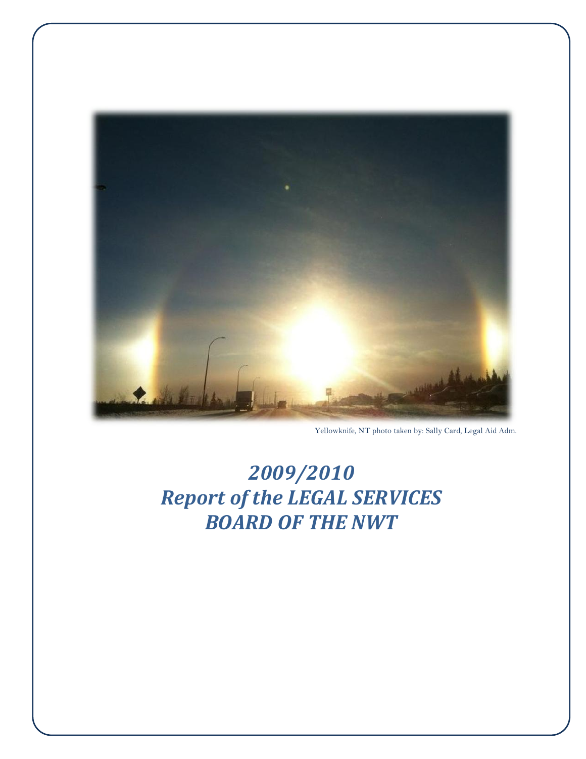Yellowknife, NT photo taken by: Sally Card, Legal Aid Adm.

# *2009/2010 Report of the LEGAL SERVICES BOARD OF THE NWT*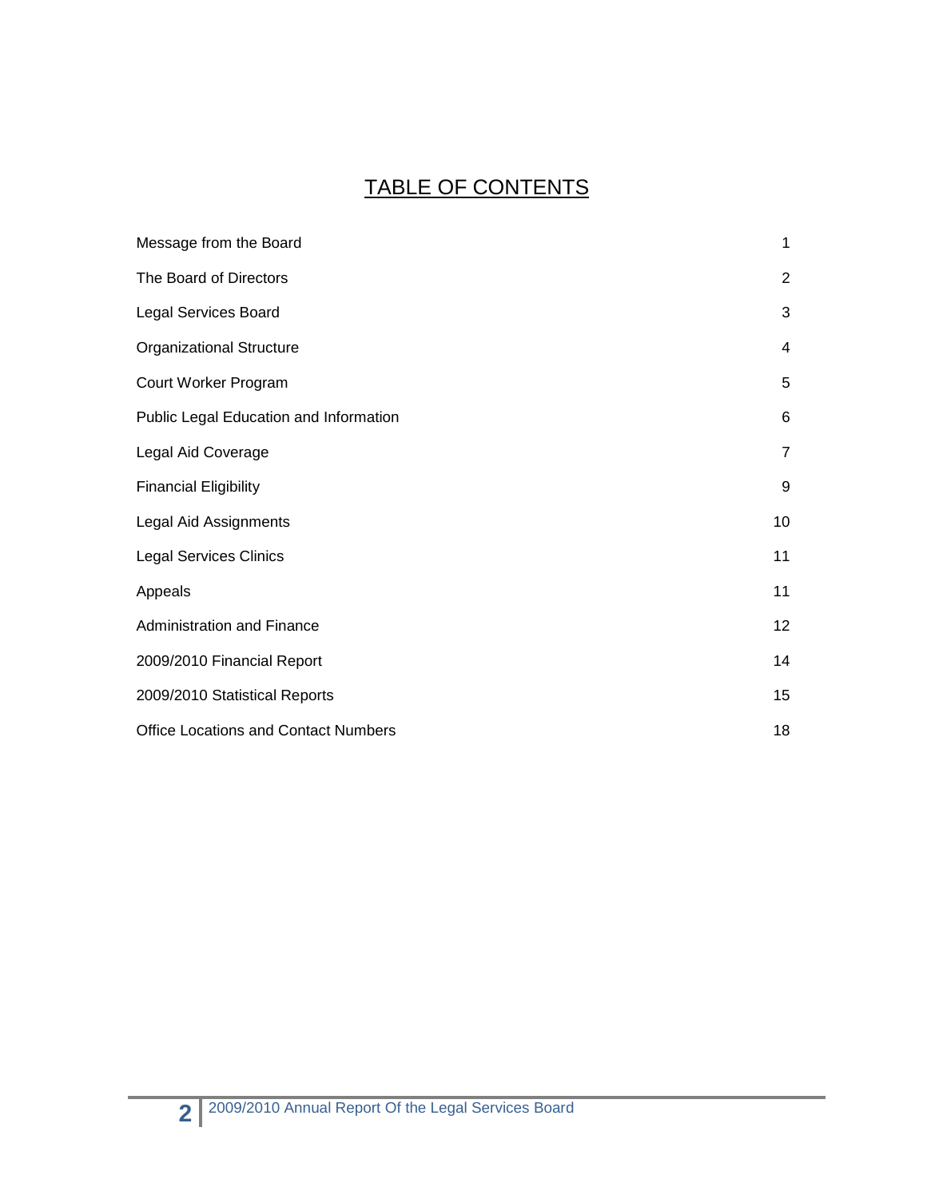# TABLE OF CONTENTS

| | |
|---|---|
| Message from the Board | 1 |
| The Board of Directors | 2 |
| Legal Services Board | 3 |
| Organizational Structure | 4 |
| Court Worker Program | 5 |
| Public Legal Education and Information | 6 |
| Legal Aid Coverage | 7 |
| Financial Eligibility | 9 |
| Legal Aid Assignments | 10 |
| Legal Services Clinics | 11 |
| Appeals | 11 |
| Administration and Finance | 12 |
| 2009/2010 Financial Report | 14 |
| 2009/2010 Statistical Reports | 15 |
| Office Locations and Contact Numbers | 18 |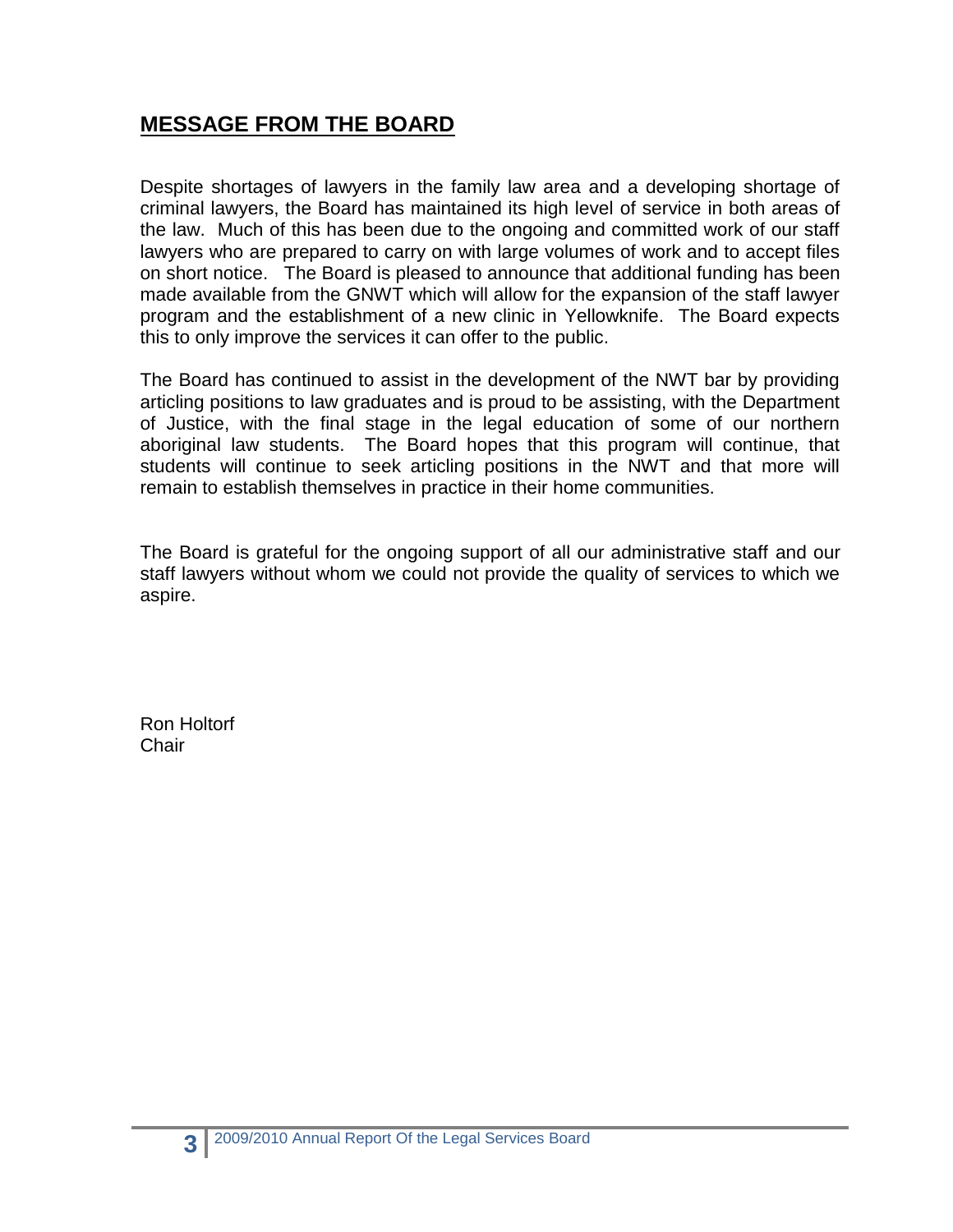## MESSAGE FROM THE BOARD

Despite shortages of lawyers in the family law area and a developing shortage of criminal lawyers, the Board has maintained its high level of service in both areas of the law. Much of this has been due to the ongoing and committed work of our staff lawyers who are prepared to carry on with large volumes of work and to accept files on short notice. The Board is pleased to announce that additional funding has been made available from the GNWT which will allow for the expansion of the staff lawyer program and the establishment of a new clinic in Yellowknife. The Board expects this to only improve the services it can offer to the public.

The Board has continued to assist in the development of the NWT bar by providing articling positions to law graduates and is proud to be assisting, with the Department of Justice, with the final stage in the legal education of some of our northern aboriginal law students. The Board hopes that this program will continue, that students will continue to seek articling positions in the NWT and that more will remain to establish themselves in practice in their home communities.

The Board is grateful for the ongoing support of all our administrative staff and our staff lawyers without whom we could not provide the quality of services to which we aspire.

Ron Holtorf
Chair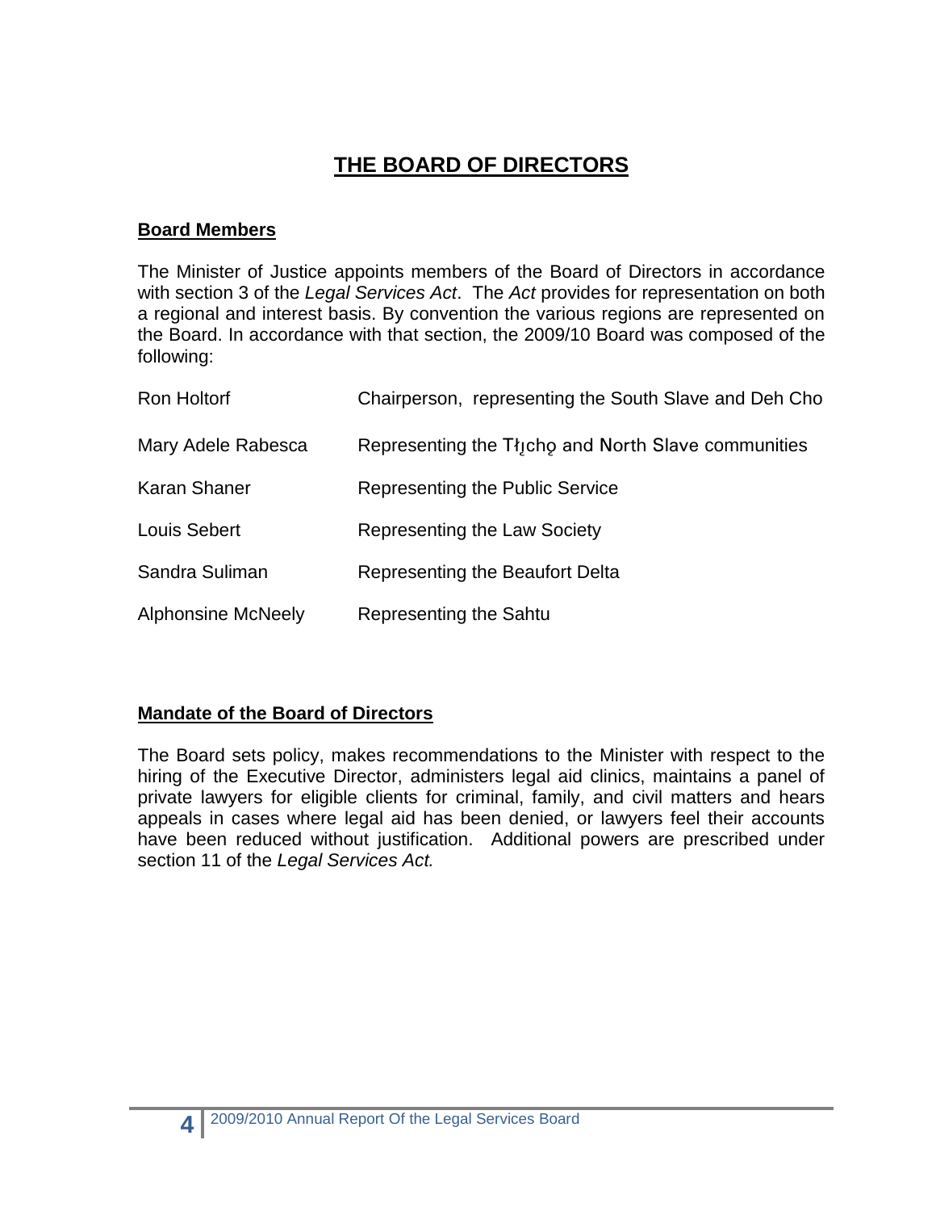# THE BOARD OF DIRECTORS

## Board Members

The Minister of Justice appoints members of the Board of Directors in accordance with section 3 of the *Legal Services Act*. The *Act* provides for representation on both a regional and interest basis. By convention the various regions are represented on the Board. In accordance with that section, the 2009/10 Board was composed of the following:

| | |
|---|---|
| Ron Holtorf | Chairperson, representing the South Slave and Deh Cho |
| Mary Adele Rabesca | Representing the Tłı̨chǫ and North Slave communities |
| Karan Shaner | Representing the Public Service |
| Louis Sebert | Representing the Law Society |
| Sandra Suliman | Representing the Beaufort Delta |
| Alphonsine McNeely | Representing the Sahtu |

## Mandate of the Board of Directors

The Board sets policy, makes recommendations to the Minister with respect to the hiring of the Executive Director, administers legal aid clinics, maintains a panel of private lawyers for eligible clients for criminal, family, and civil matters and hears appeals in cases where legal aid has been denied, or lawyers feel their accounts have been reduced without justification. Additional powers are prescribed under section 11 of the *Legal Services Act.*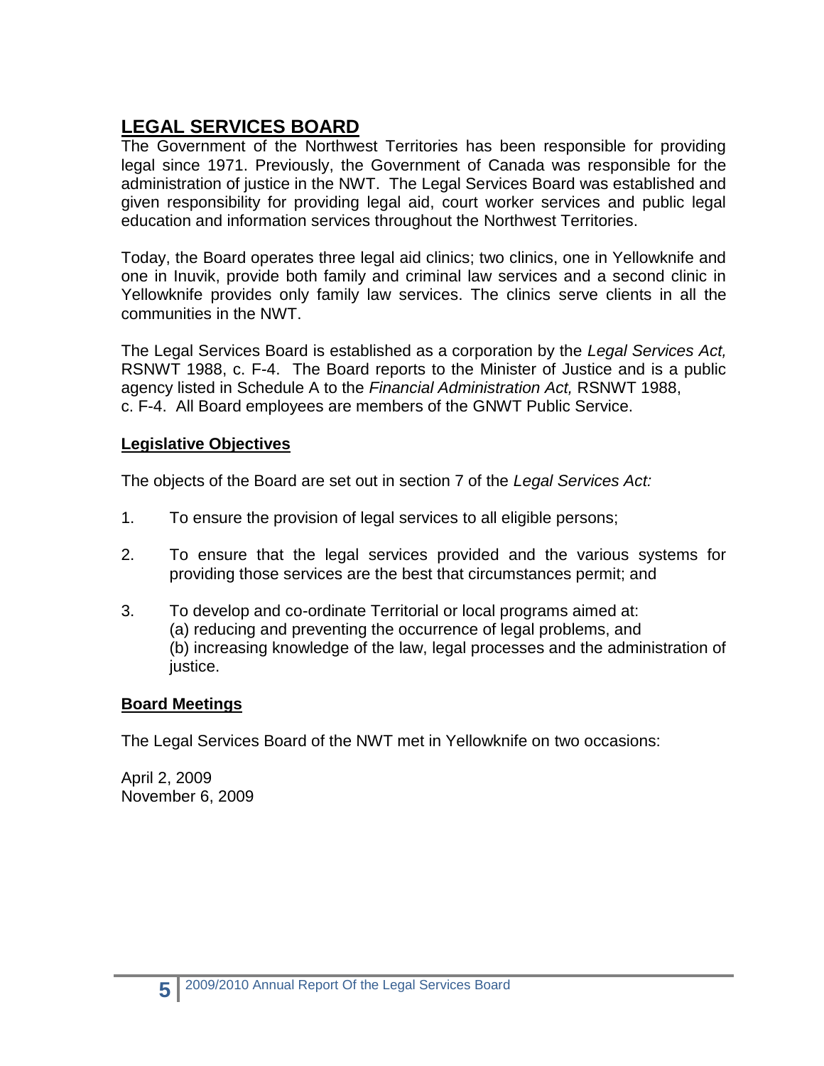## LEGAL SERVICES BOARD

The Government of the Northwest Territories has been responsible for providing legal since 1971. Previously, the Government of Canada was responsible for the administration of justice in the NWT. The Legal Services Board was established and given responsibility for providing legal aid, court worker services and public legal education and information services throughout the Northwest Territories.

Today, the Board operates three legal aid clinics; two clinics, one in Yellowknife and one in Inuvik, provide both family and criminal law services and a second clinic in Yellowknife provides only family law services. The clinics serve clients in all the communities in the NWT.

The Legal Services Board is established as a corporation by the *Legal Services Act,* RSNWT 1988, c. F-4. The Board reports to the Minister of Justice and is a public agency listed in Schedule A to the *Financial Administration Act,* RSNWT 1988, c. F-4. All Board employees are members of the GNWT Public Service.

### Legislative Objectives

The objects of the Board are set out in section 7 of the *Legal Services Act:*

1. To ensure the provision of legal services to all eligible persons;
2. To ensure that the legal services provided and the various systems for providing those services are the best that circumstances permit; and
3. To develop and co-ordinate Territorial or local programs aimed at:
   (a) reducing and preventing the occurrence of legal problems, and
   (b) increasing knowledge of the law, legal processes and the administration of justice.

### Board Meetings

The Legal Services Board of the NWT met in Yellowknife on two occasions:

April 2, 2009
November 6, 2009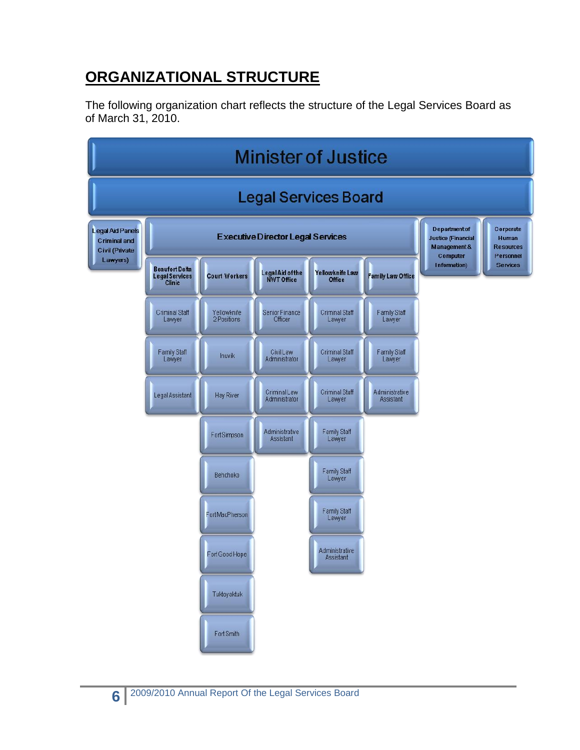## ORGANIZATIONAL STRUCTURE

The following organization chart reflects the structure of the Legal Services Board as of March 31, 2010.

- **Minister of Justice**
  - **Legal Services Board**
    - Legal Aid Panels Criminal and Civil (Private Lawyers)
    - **Executive Director Legal Services**
      - **Beaufort Delta Legal Services Clinic**
        - Criminal Staff Lawyer
        - Family Staff Lawyer
        - Legal Assistant
      - **Court Workers**
        - Yellowknife 2 Positions
        - Inuvik
        - Hay River
        - Fort Simpson
        - Behchoko
        - Fort MacPherson
        - Fort Good Hope
        - Tuktoyaktuk
        - Fort Smith
      - **Legal Aid of the NWT Office**
        - Senior Finance Officer
        - Civil Law Administrator
        - Criminal Law Administrator
        - Administrative Assistant
      - **Yellowknife Law Office**
        - Criminal Staff Lawyer
        - Criminal Staff Lawyer
        - Criminal Staff Lawyer
        - Family Staff Lawyer
        - Family Staff Lawyer
        - Family Staff Lawyer
        - Administrative Assistant
      - **Family Law Office**
        - Family Staff Lawyer
        - Family Staff Lawyer
        - Administrative Assistant
    - Department of Justice (Financial Management & Computer Information)
    - Corporate Human Resources Personnel Services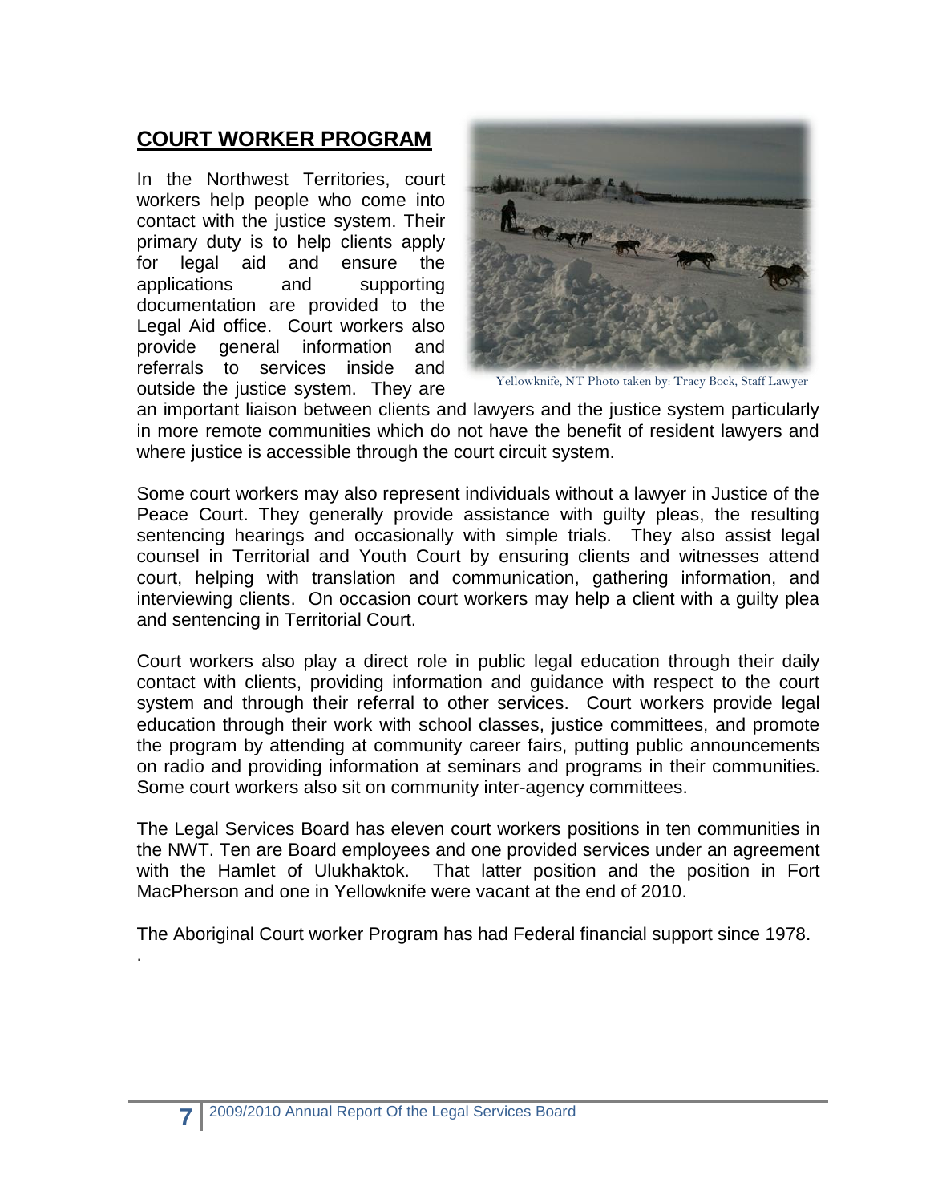## COURT WORKER PROGRAM

In the Northwest Territories, court workers help people who come into contact with the justice system. Their primary duty is to help clients apply for legal aid and ensure the applications and supporting documentation are provided to the Legal Aid office. Court workers also provide general information and referrals to services inside and outside the justice system. They are an important liaison between clients and lawyers and the justice system particularly in more remote communities which do not have the benefit of resident lawyers and where justice is accessible through the court circuit system.

Yellowknife, NT Photo taken by: Tracy Bock, Staff Lawyer

Some court workers may also represent individuals without a lawyer in Justice of the Peace Court. They generally provide assistance with guilty pleas, the resulting sentencing hearings and occasionally with simple trials. They also assist legal counsel in Territorial and Youth Court by ensuring clients and witnesses attend court, helping with translation and communication, gathering information, and interviewing clients. On occasion court workers may help a client with a guilty plea and sentencing in Territorial Court.

Court workers also play a direct role in public legal education through their daily contact with clients, providing information and guidance with respect to the court system and through their referral to other services. Court workers provide legal education through their work with school classes, justice committees, and promote the program by attending at community career fairs, putting public announcements on radio and providing information at seminars and programs in their communities. Some court workers also sit on community inter-agency committees.

The Legal Services Board has eleven court workers positions in ten communities in the NWT. Ten are Board employees and one provided services under an agreement with the Hamlet of Ulukhaktok. That latter position and the position in Fort MacPherson and one in Yellowknife were vacant at the end of 2010.

The Aboriginal Court worker Program has had Federal financial support since 1978.

.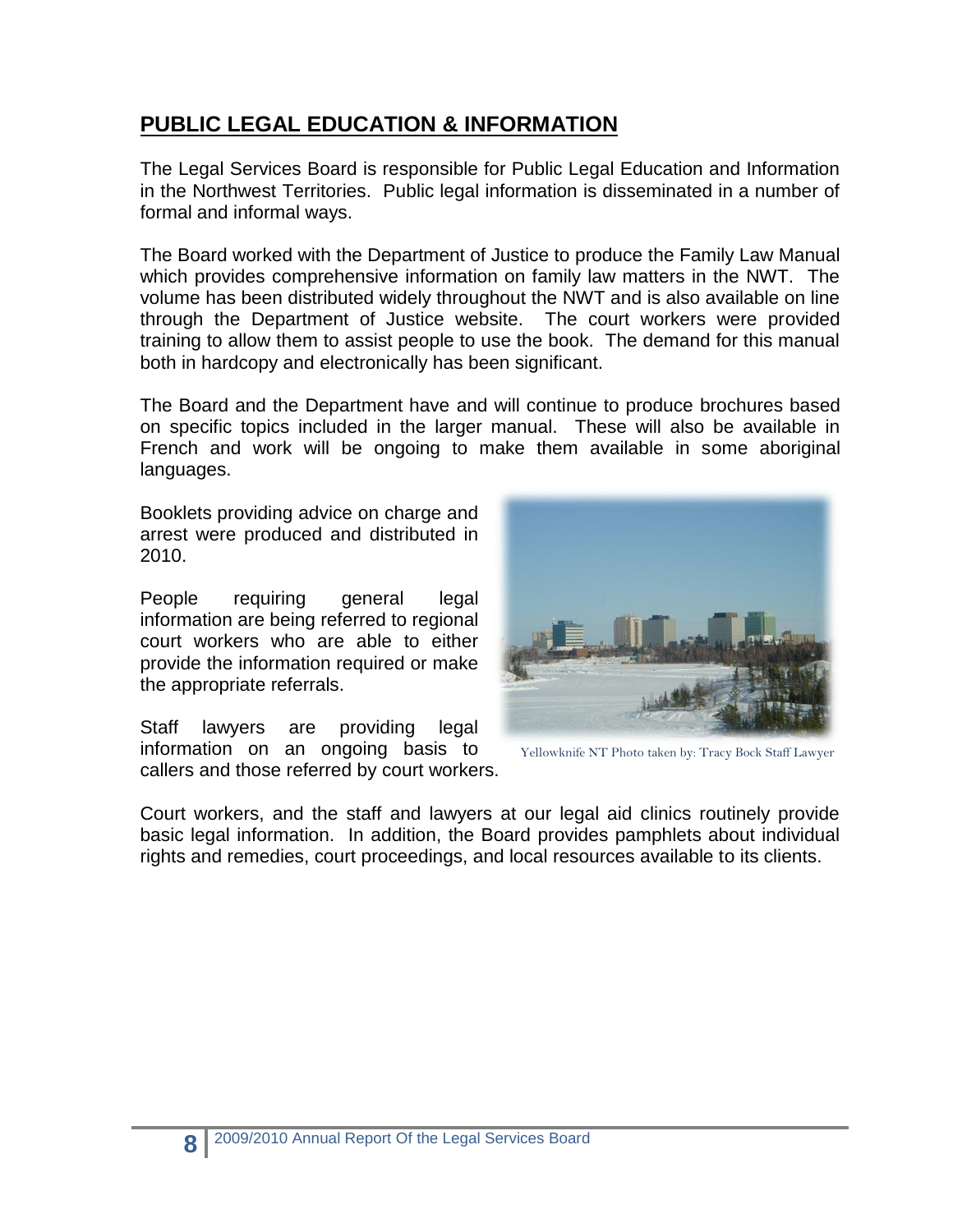## PUBLIC LEGAL EDUCATION & INFORMATION

The Legal Services Board is responsible for Public Legal Education and Information in the Northwest Territories. Public legal information is disseminated in a number of formal and informal ways.

The Board worked with the Department of Justice to produce the Family Law Manual which provides comprehensive information on family law matters in the NWT. The volume has been distributed widely throughout the NWT and is also available on line through the Department of Justice website. The court workers were provided training to allow them to assist people to use the book. The demand for this manual both in hardcopy and electronically has been significant.

The Board and the Department have and will continue to produce brochures based on specific topics included in the larger manual. These will also be available in French and work will be ongoing to make them available in some aboriginal languages.

Booklets providing advice on charge and arrest were produced and distributed in 2010.

People requiring general legal information are being referred to regional court workers who are able to either provide the information required or make the appropriate referrals.

Staff lawyers are providing legal information on an ongoing basis to callers and those referred by court workers.

Yellowknife NT Photo taken by: Tracy Bock Staff Lawyer

Court workers, and the staff and lawyers at our legal aid clinics routinely provide basic legal information. In addition, the Board provides pamphlets about individual rights and remedies, court proceedings, and local resources available to its clients.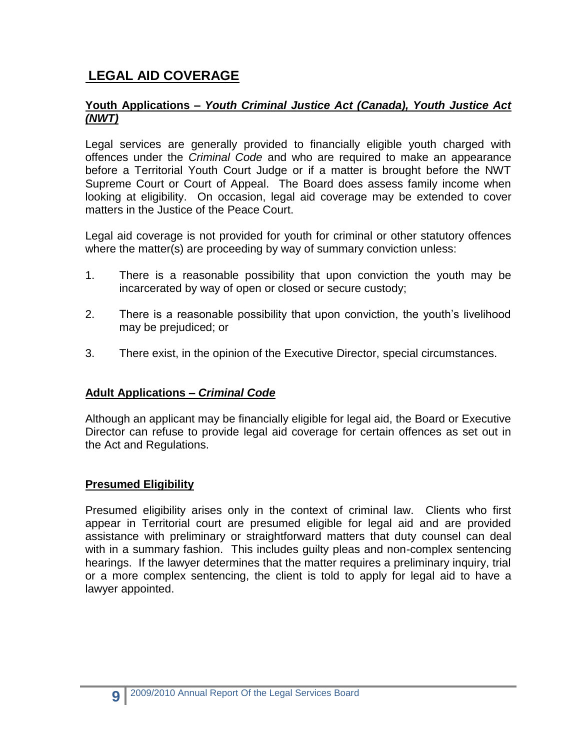## LEGAL AID COVERAGE

### Youth Applications – *Youth Criminal Justice Act (Canada), Youth Justice Act (NWT)*

Legal services are generally provided to financially eligible youth charged with offences under the *Criminal Code* and who are required to make an appearance before a Territorial Youth Court Judge or if a matter is brought before the NWT Supreme Court or Court of Appeal. The Board does assess family income when looking at eligibility. On occasion, legal aid coverage may be extended to cover matters in the Justice of the Peace Court.

Legal aid coverage is not provided for youth for criminal or other statutory offences where the matter(s) are proceeding by way of summary conviction unless:

1. There is a reasonable possibility that upon conviction the youth may be incarcerated by way of open or closed or secure custody;
2. There is a reasonable possibility that upon conviction, the youth's livelihood may be prejudiced; or
3. There exist, in the opinion of the Executive Director, special circumstances.

### Adult Applications – *Criminal Code*

Although an applicant may be financially eligible for legal aid, the Board or Executive Director can refuse to provide legal aid coverage for certain offences as set out in the Act and Regulations.

### Presumed Eligibility

Presumed eligibility arises only in the context of criminal law. Clients who first appear in Territorial court are presumed eligible for legal aid and are provided assistance with preliminary or straightforward matters that duty counsel can deal with in a summary fashion. This includes guilty pleas and non-complex sentencing hearings. If the lawyer determines that the matter requires a preliminary inquiry, trial or a more complex sentencing, the client is told to apply for legal aid to have a lawyer appointed.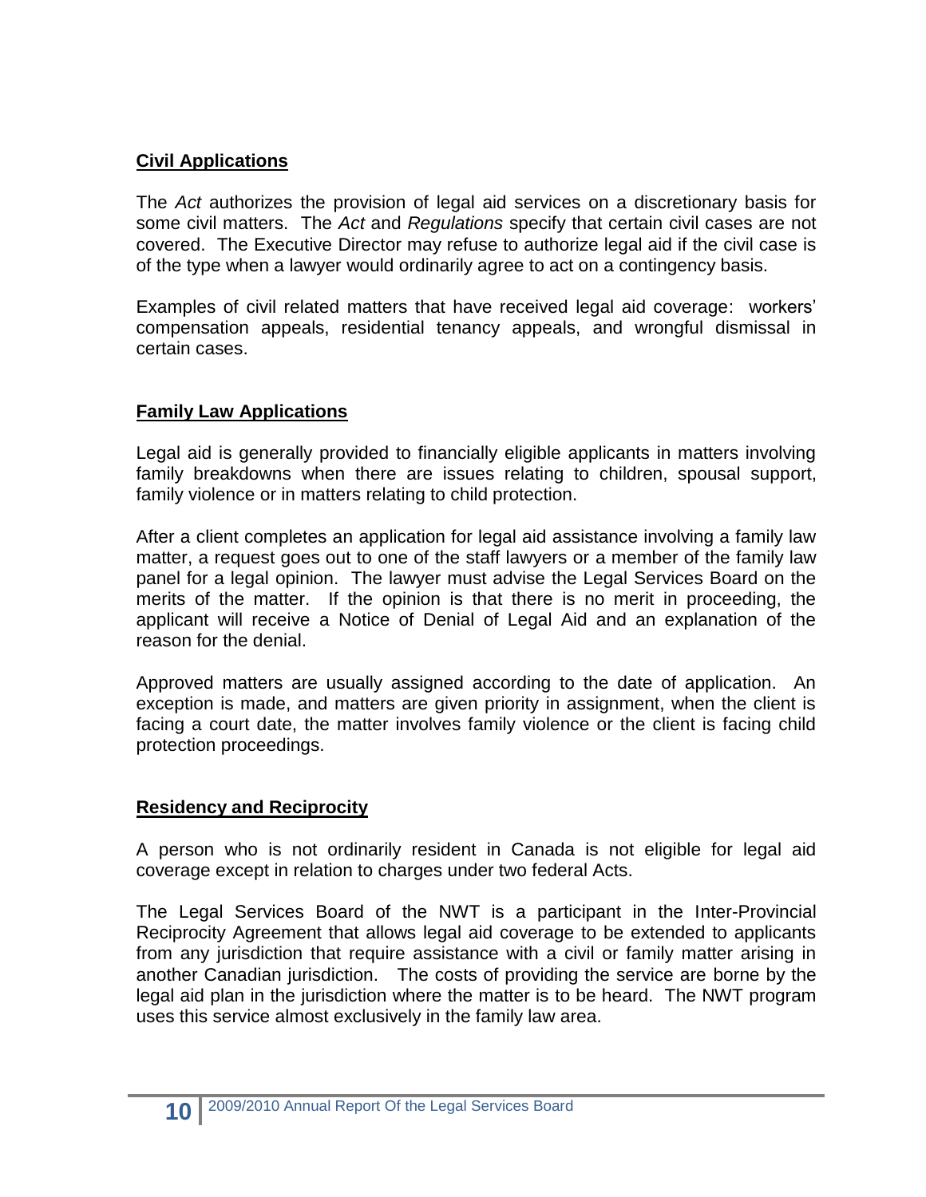## Civil Applications

The *Act* authorizes the provision of legal aid services on a discretionary basis for some civil matters. The *Act* and *Regulations* specify that certain civil cases are not covered. The Executive Director may refuse to authorize legal aid if the civil case is of the type when a lawyer would ordinarily agree to act on a contingency basis.

Examples of civil related matters that have received legal aid coverage: workers' compensation appeals, residential tenancy appeals, and wrongful dismissal in certain cases.

## Family Law Applications

Legal aid is generally provided to financially eligible applicants in matters involving family breakdowns when there are issues relating to children, spousal support, family violence or in matters relating to child protection.

After a client completes an application for legal aid assistance involving a family law matter, a request goes out to one of the staff lawyers or a member of the family law panel for a legal opinion. The lawyer must advise the Legal Services Board on the merits of the matter. If the opinion is that there is no merit in proceeding, the applicant will receive a Notice of Denial of Legal Aid and an explanation of the reason for the denial.

Approved matters are usually assigned according to the date of application. An exception is made, and matters are given priority in assignment, when the client is facing a court date, the matter involves family violence or the client is facing child protection proceedings.

## Residency and Reciprocity

A person who is not ordinarily resident in Canada is not eligible for legal aid coverage except in relation to charges under two federal Acts.

The Legal Services Board of the NWT is a participant in the Inter-Provincial Reciprocity Agreement that allows legal aid coverage to be extended to applicants from any jurisdiction that require assistance with a civil or family matter arising in another Canadian jurisdiction. The costs of providing the service are borne by the legal aid plan in the jurisdiction where the matter is to be heard. The NWT program uses this service almost exclusively in the family law area.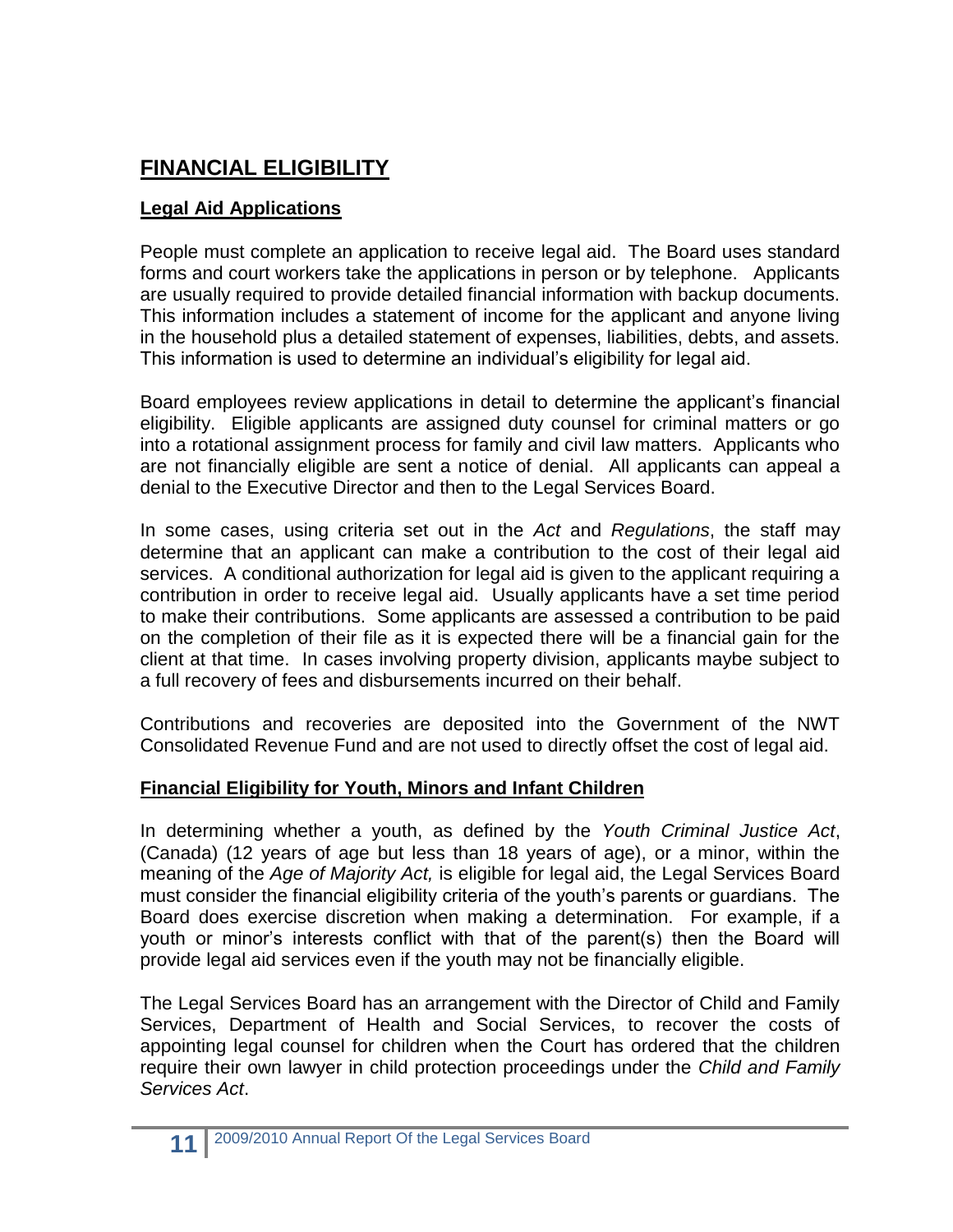# FINANCIAL ELIGIBILITY

## Legal Aid Applications

People must complete an application to receive legal aid. The Board uses standard forms and court workers take the applications in person or by telephone. Applicants are usually required to provide detailed financial information with backup documents. This information includes a statement of income for the applicant and anyone living in the household plus a detailed statement of expenses, liabilities, debts, and assets. This information is used to determine an individual's eligibility for legal aid.

Board employees review applications in detail to determine the applicant's financial eligibility. Eligible applicants are assigned duty counsel for criminal matters or go into a rotational assignment process for family and civil law matters. Applicants who are not financially eligible are sent a notice of denial. All applicants can appeal a denial to the Executive Director and then to the Legal Services Board.

In some cases, using criteria set out in the *Act* and *Regulations*, the staff may determine that an applicant can make a contribution to the cost of their legal aid services. A conditional authorization for legal aid is given to the applicant requiring a contribution in order to receive legal aid. Usually applicants have a set time period to make their contributions. Some applicants are assessed a contribution to be paid on the completion of their file as it is expected there will be a financial gain for the client at that time. In cases involving property division, applicants maybe subject to a full recovery of fees and disbursements incurred on their behalf.

Contributions and recoveries are deposited into the Government of the NWT Consolidated Revenue Fund and are not used to directly offset the cost of legal aid.

## Financial Eligibility for Youth, Minors and Infant Children

In determining whether a youth, as defined by the *Youth Criminal Justice Act*, (Canada) (12 years of age but less than 18 years of age), or a minor, within the meaning of the *Age of Majority Act,* is eligible for legal aid, the Legal Services Board must consider the financial eligibility criteria of the youth's parents or guardians. The Board does exercise discretion when making a determination. For example, if a youth or minor's interests conflict with that of the parent(s) then the Board will provide legal aid services even if the youth may not be financially eligible.

The Legal Services Board has an arrangement with the Director of Child and Family Services, Department of Health and Social Services, to recover the costs of appointing legal counsel for children when the Court has ordered that the children require their own lawyer in child protection proceedings under the *Child and Family Services Act*.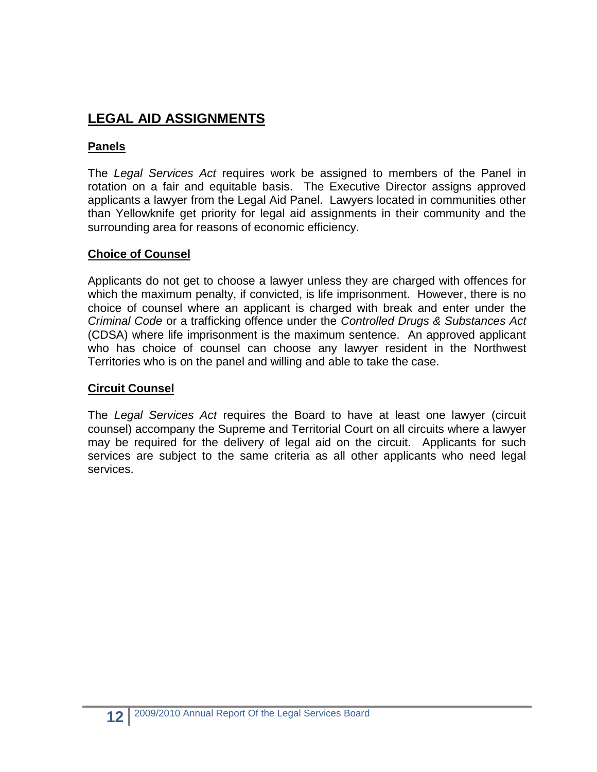## LEGAL AID ASSIGNMENTS

### Panels

The *Legal Services Act* requires work be assigned to members of the Panel in rotation on a fair and equitable basis. The Executive Director assigns approved applicants a lawyer from the Legal Aid Panel. Lawyers located in communities other than Yellowknife get priority for legal aid assignments in their community and the surrounding area for reasons of economic efficiency.

### Choice of Counsel

Applicants do not get to choose a lawyer unless they are charged with offences for which the maximum penalty, if convicted, is life imprisonment. However, there is no choice of counsel where an applicant is charged with break and enter under the *Criminal Code* or a trafficking offence under the *Controlled Drugs & Substances Act* (CDSA) where life imprisonment is the maximum sentence. An approved applicant who has choice of counsel can choose any lawyer resident in the Northwest Territories who is on the panel and willing and able to take the case.

### Circuit Counsel

The *Legal Services Act* requires the Board to have at least one lawyer (circuit counsel) accompany the Supreme and Territorial Court on all circuits where a lawyer may be required for the delivery of legal aid on the circuit. Applicants for such services are subject to the same criteria as all other applicants who need legal services.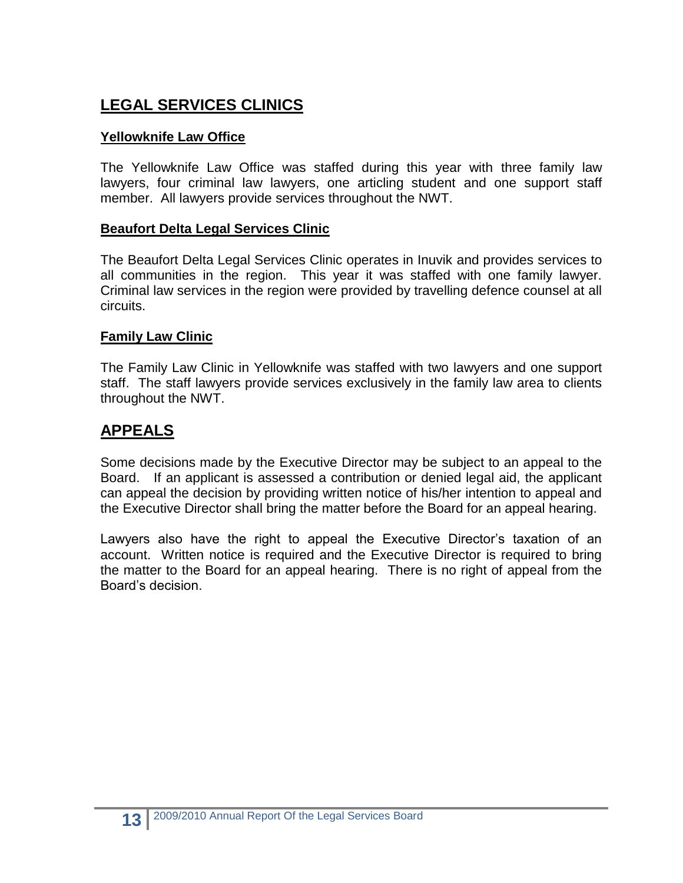## LEGAL SERVICES CLINICS

### Yellowknife Law Office

The Yellowknife Law Office was staffed during this year with three family law lawyers, four criminal law lawyers, one articling student and one support staff member. All lawyers provide services throughout the NWT.

### Beaufort Delta Legal Services Clinic

The Beaufort Delta Legal Services Clinic operates in Inuvik and provides services to all communities in the region. This year it was staffed with one family lawyer. Criminal law services in the region were provided by travelling defence counsel at all circuits.

### Family Law Clinic

The Family Law Clinic in Yellowknife was staffed with two lawyers and one support staff. The staff lawyers provide services exclusively in the family law area to clients throughout the NWT.

## APPEALS

Some decisions made by the Executive Director may be subject to an appeal to the Board. If an applicant is assessed a contribution or denied legal aid, the applicant can appeal the decision by providing written notice of his/her intention to appeal and the Executive Director shall bring the matter before the Board for an appeal hearing.

Lawyers also have the right to appeal the Executive Director's taxation of an account. Written notice is required and the Executive Director is required to bring the matter to the Board for an appeal hearing. There is no right of appeal from the Board's decision.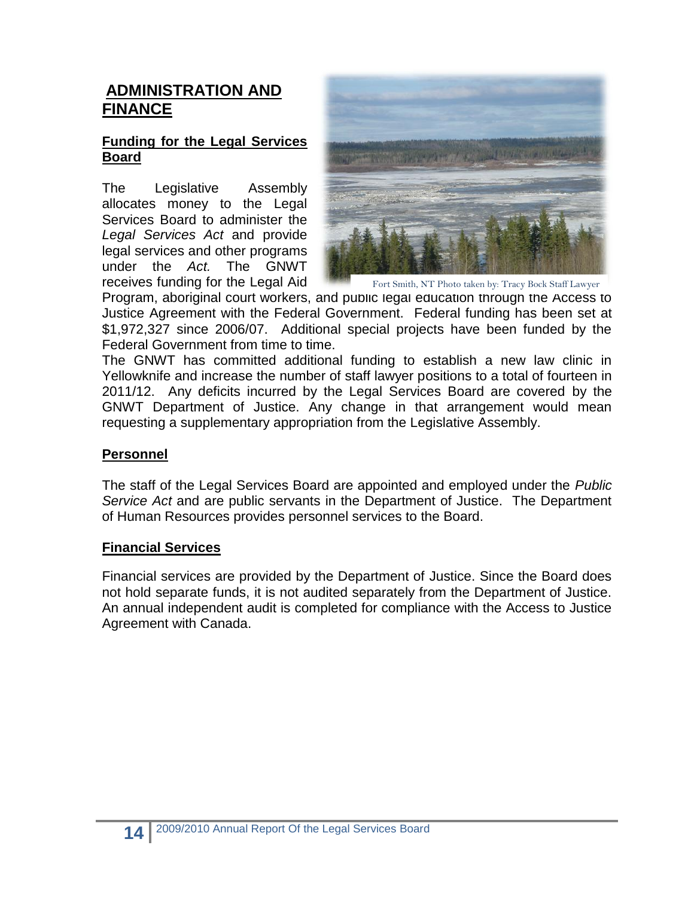## ADMINISTRATION AND FINANCE

### Funding for the Legal Services Board

The Legislative Assembly allocates money to the Legal Services Board to administer the *Legal Services Act* and provide legal services and other programs under the *Act.* The GNWT receives funding for the Legal Aid Program, aboriginal court workers, and public legal education through the Access to Justice Agreement with the Federal Government. Federal funding has been set at $1,972,327 since 2006/07. Additional special projects have been funded by the Federal Government from time to time.

Fort Smith, NT Photo taken by: Tracy Bock Staff Lawyer

The GNWT has committed additional funding to establish a new law clinic in Yellowknife and increase the number of staff lawyer positions to a total of fourteen in 2011/12. Any deficits incurred by the Legal Services Board are covered by the GNWT Department of Justice. Any change in that arrangement would mean requesting a supplementary appropriation from the Legislative Assembly.

### Personnel

The staff of the Legal Services Board are appointed and employed under the *Public Service Act* and are public servants in the Department of Justice. The Department of Human Resources provides personnel services to the Board.

### Financial Services

Financial services are provided by the Department of Justice. Since the Board does not hold separate funds, it is not audited separately from the Department of Justice. An annual independent audit is completed for compliance with the Access to Justice Agreement with Canada.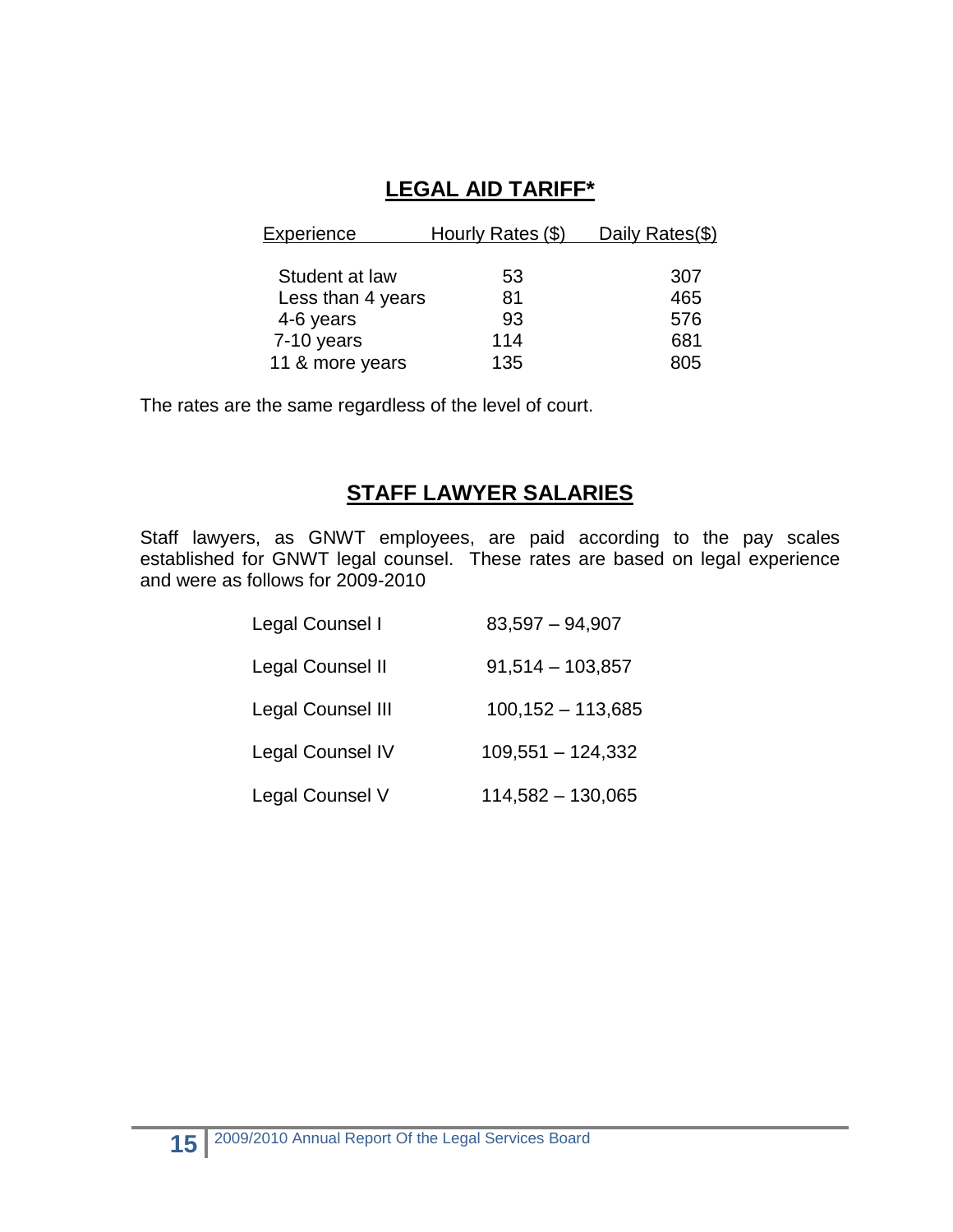## LEGAL AID TARIFF*

| Experience | Hourly Rates ($) | Daily Rates($) |
|---|---|---|
| Student at law | 53 | 307 |
| Less than 4 years | 81 | 465 |
| 4-6 years | 93 | 576 |
| 7-10 years | 114 | 681 |
| 11 & more years | 135 | 805 |

The rates are the same regardless of the level of court.

## STAFF LAWYER SALARIES

Staff lawyers, as GNWT employees, are paid according to the pay scales established for GNWT legal counsel. These rates are based on legal experience and were as follows for 2009-2010

| | |
|---|---|
| Legal Counsel I | 83,597 – 94,907 |
| Legal Counsel II | 91,514 – 103,857 |
| Legal Counsel III | 100,152 – 113,685 |
| Legal Counsel IV | 109,551 – 124,332 |
| Legal Counsel V | 114,582 – 130,065 |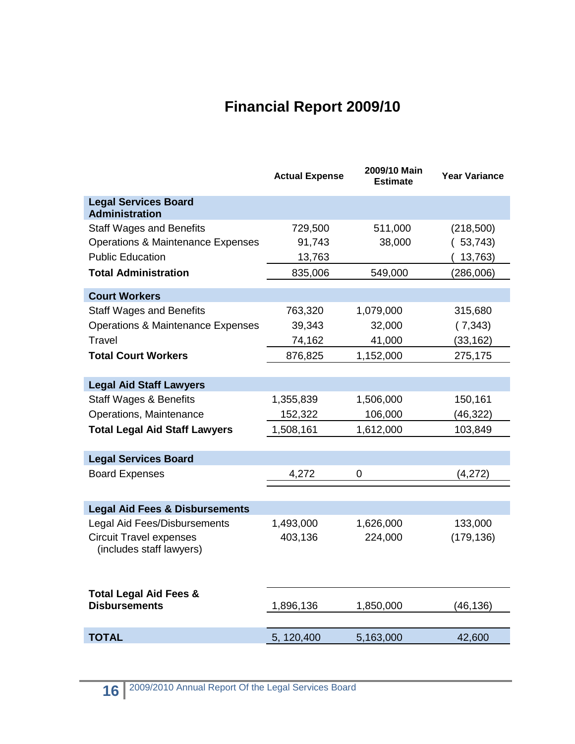# Financial Report 2009/10

| | Actual Expense | 2009/10 Main Estimate | Year Variance |
|---|---|---|---|
| **Legal Services Board Administration** | | | |
| Staff Wages and Benefits | 729,500 | 511,000 | (218,500) |
| Operations & Maintenance Expenses | 91,743 | 38,000 | ( 53,743) |
| Public Education | 13,763 | | ( 13,763) |
| **Total Administration** | 835,006 | 549,000 | (286,006) |
| **Court Workers** | | | |
| Staff Wages and Benefits | 763,320 | 1,079,000 | 315,680 |
| Operations & Maintenance Expenses | 39,343 | 32,000 | ( 7,343) |
| Travel | 74,162 | 41,000 | (33,162) |
| **Total Court Workers** | 876,825 | 1,152,000 | 275,175 |
| **Legal Aid Staff Lawyers** | | | |
| Staff Wages & Benefits | 1,355,839 | 1,506,000 | 150,161 |
| Operations, Maintenance | 152,322 | 106,000 | (46,322) |
| **Total Legal Aid Staff Lawyers** | 1,508,161 | 1,612,000 | 103,849 |
| **Legal Services Board** | | | |
| Board Expenses | 4,272 | 0 | (4,272) |
| **Legal Aid Fees & Disbursements** | | | |
| Legal Aid Fees/Disbursements | 1,493,000 | 1,626,000 | 133,000 |
| Circuit Travel expenses (includes staff lawyers) | 403,136 | 224,000 | (179,136) |
| **Total Legal Aid Fees & Disbursements** | 1,896,136 | 1,850,000 | (46,136) |
| **TOTAL** | 5, 120,400 | 5,163,000 | 42,600 |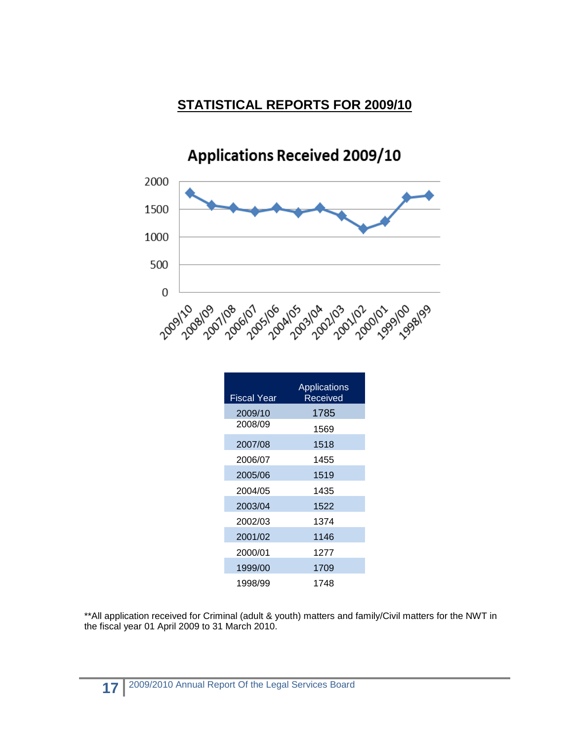## STATISTICAL REPORTS FOR 2009/10

**Applications Received 2009/10**

| Fiscal Year | Applications Received |
|---|---|
| 2009/10 | 1785 |
| 2008/09 | 1569 |
| 2007/08 | 1518 |
| 2006/07 | 1455 |
| 2005/06 | 1519 |
| 2004/05 | 1435 |
| 2003/04 | 1522 |
| 2002/03 | 1374 |
| 2001/02 | 1146 |
| 2000/01 | 1277 |
| 1999/00 | 1709 |
| 1998/99 | 1748 |

**All application received for Criminal (adult & youth) matters and family/Civil matters for the NWT in the fiscal year 01 April 2009 to 31 March 2010.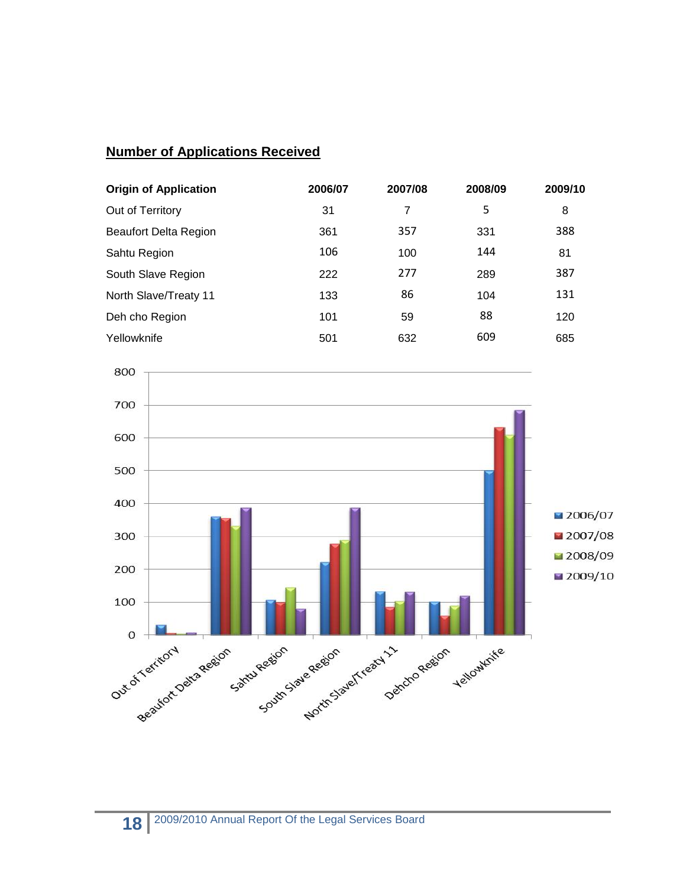## Number of Applications Received

| Origin of Application | 2006/07 | 2007/08 | 2008/09 | 2009/10 |
|---|---|---|---|---|
| Out of Territory | 31 | 7 | 5 | 8 |
| Beaufort Delta Region | 361 | 357 | 331 | 388 |
| Sahtu Region | 106 | 100 | 144 | 81 |
| South Slave Region | 222 | 277 | 289 | 387 |
| North Slave/Treaty 11 | 133 | 86 | 104 | 131 |
| Deh cho Region | 101 | 59 | 88 | 120 |
| Yellowknife | 501 | 632 | 609 | 685 |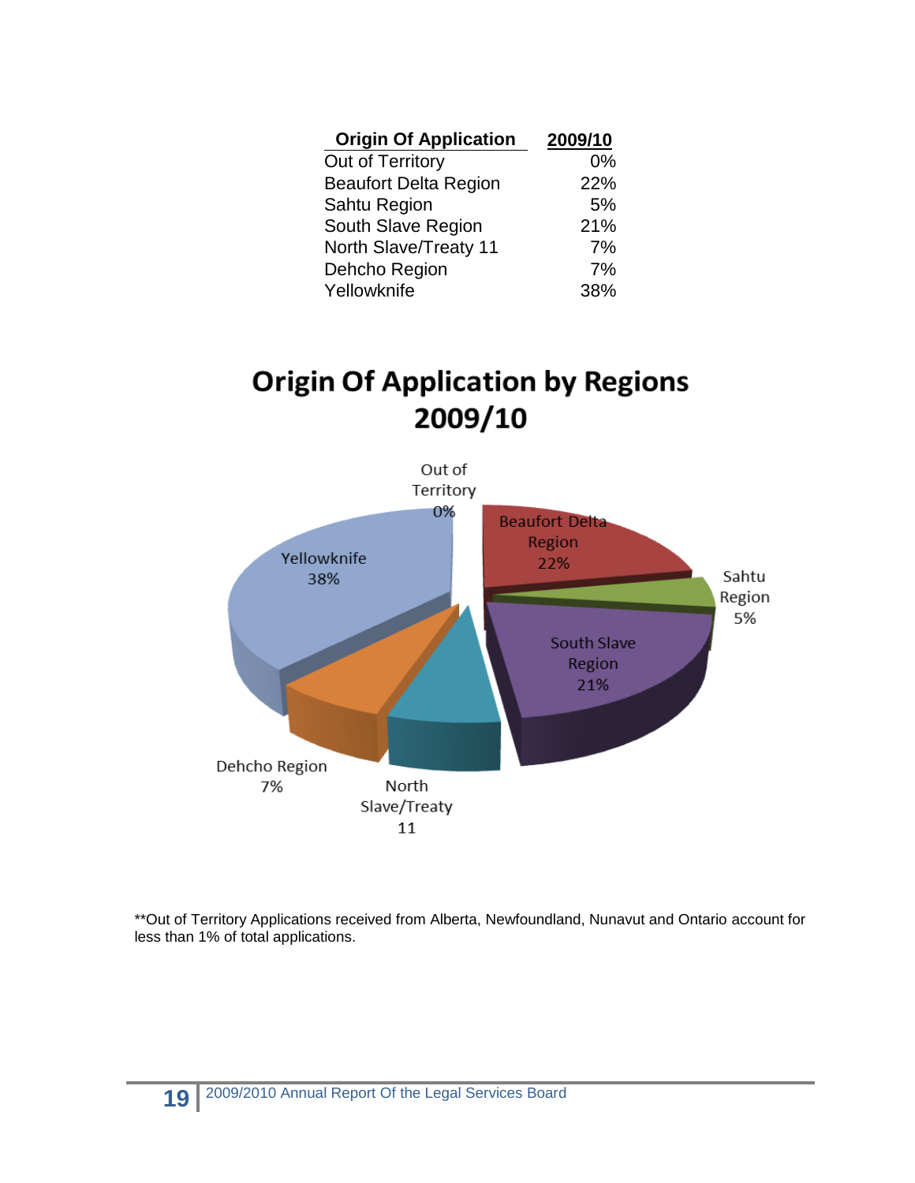| Origin Of Application | 2009/10 |
|---|---|
| Out of Territory | 0% |
| Beaufort Delta Region | 22% |
| Sahtu Region | 5% |
| South Slave Region | 21% |
| North Slave/Treaty 11 | 7% |
| Dehcho Region | 7% |
| Yellowknife | 38% |

## Origin Of Application by Regions 2009/10

Out of Territory 0%

Beaufort Delta Region 22%

Sahtu Region 5%

South Slave Region 21%

North Slave/Treaty 11

Dehcho Region 7%

Yellowknife 38%

**Out of Territory Applications received from Alberta, Newfoundland, Nunavut and Ontario account for less than 1% of total applications.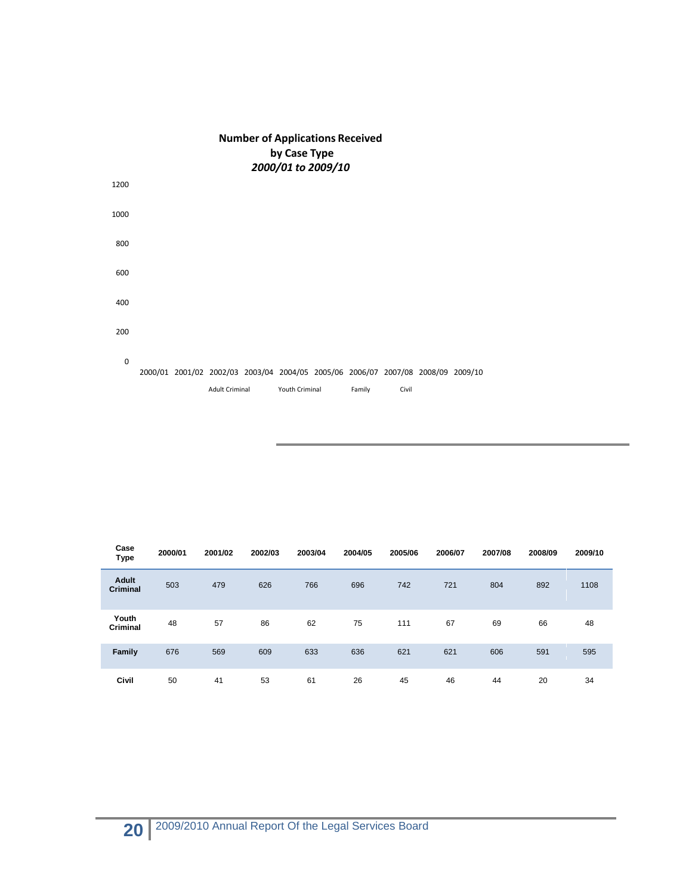**Number of Applications Received by Case Type**
***2000/01 to 2009/10***

1200

1000

800

600

400

200

0

2000/01 2001/02 2002/03 2003/04 2004/05 2005/06 2006/07 2007/08 2008/09 2009/10

Adult Criminal Youth Criminal Family Civil

| Case Type | 2000/01 | 2001/02 | 2002/03 | 2003/04 | 2004/05 | 2005/06 | 2006/07 | 2007/08 | 2008/09 | 2009/10 |
|---|---|---|---|---|---|---|---|---|---|---|
| **Adult Criminal** | 503 | 479 | 626 | 766 | 696 | 742 | 721 | 804 | 892 | 1108 |
| **Youth Criminal** | 48 | 57 | 86 | 62 | 75 | 111 | 67 | 69 | 66 | 48 |
| **Family** | 676 | 569 | 609 | 633 | 636 | 621 | 621 | 606 | 591 | 595 |
| **Civil** | 50 | 41 | 53 | 61 | 26 | 45 | 46 | 44 | 20 | 34 |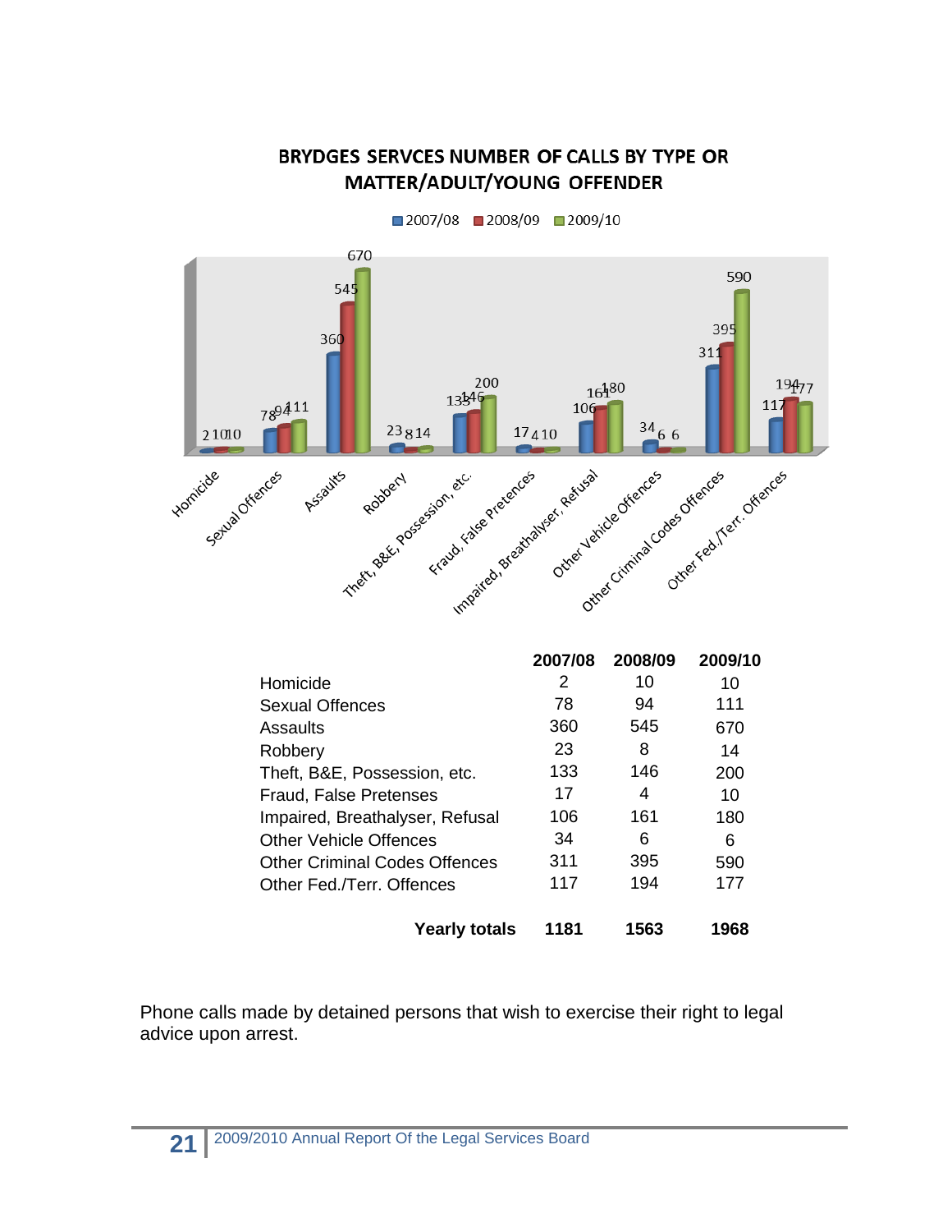## BRYDGES SERVCES NUMBER OF CALLS BY TYPE OR MATTER/ADULT/YOUNG OFFENDER

| | 2007/08 | 2008/09 | 2009/10 |
|---|---|---|---|
| Homicide | 2 | 10 | 10 |
| Sexual Offences | 78 | 94 | 111 |
| Assaults | 360 | 545 | 670 |
| Robbery | 23 | 8 | 14 |
| Theft, B&E, Possession, etc. | 133 | 146 | 200 |
| Fraud, False Pretenses | 17 | 4 | 10 |
| Impaired, Breathalyser, Refusal | 106 | 161 | 180 |
| Other Vehicle Offences | 34 | 6 | 6 |
| Other Criminal Codes Offences | 311 | 395 | 590 |
| Other Fed./Terr. Offences | 117 | 194 | 177 |
| **Yearly totals** | **1181** | **1563** | **1968** |

Phone calls made by detained persons that wish to exercise their right to legal advice upon arrest.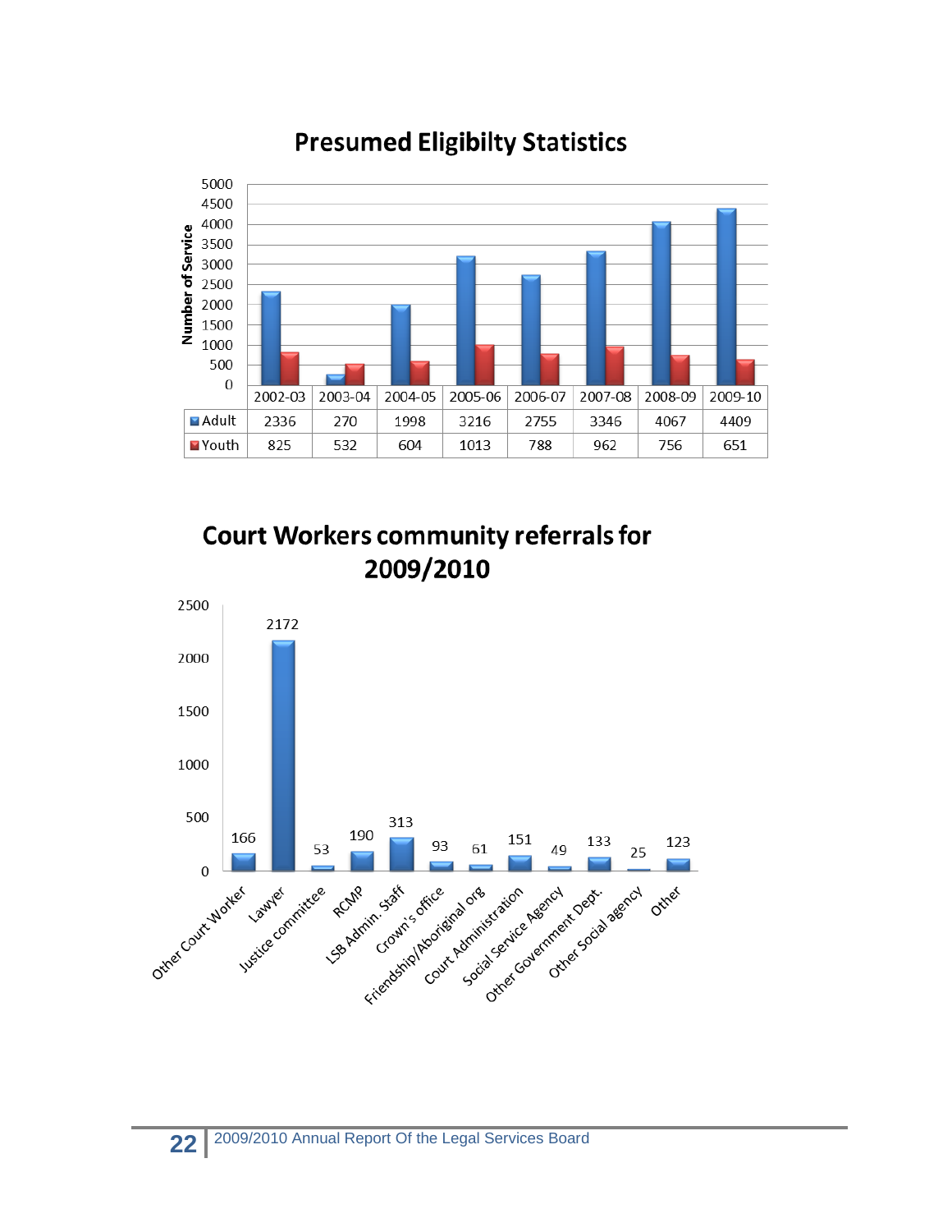## Presumed Eligibilty Statistics

| | 2002-03 | 2003-04 | 2004-05 | 2005-06 | 2006-07 | 2007-08 | 2008-09 | 2009-10 |
|---|---|---|---|---|---|---|---|---|
| Adult | 2336 | 270 | 1998 | 3216 | 2755 | 3346 | 4067 | 4409 |
| Youth | 825 | 532 | 604 | 1013 | 788 | 962 | 756 | 651 |

## Court Workers community referrals for 2009/2010

| Referral | Number |
|---|---|
| Other Court Worker | 166 |
| Lawyer | 2172 |
| Justice committee | 53 |
| RCMP | 190 |
| LSB Admin. Staff | 313 |
| Crown's office | 93 |
| Friendship/Aboriginal org | 61 |
| Court Administration | 151 |
| Social Service Agency | 49 |
| Other Government Dept. | 133 |
| Other Social agency | 25 |
| Other | 123 |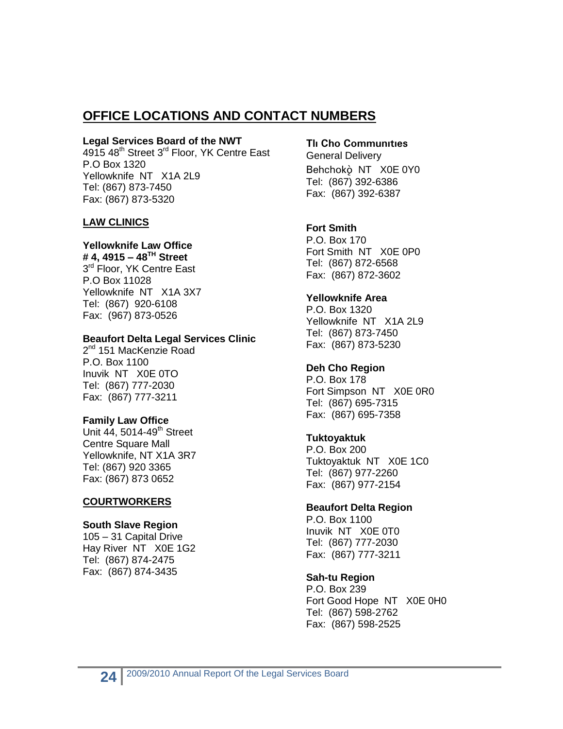## OFFICE LOCATIONS AND CONTACT NUMBERS

**Legal Services Board of the NWT**
4915 48th Street 3rd Floor, YK Centre East
P.O Box 1320
Yellowknife NT X1A 2L9
Tel: (867) 873-7450
Fax: (867) 873-5320

### LAW CLINICS

**Yellowknife Law Office**
**# 4, 4915 – 48TH Street**
3rd Floor, YK Centre East
P.O Box 11028
Yellowknife NT X1A 3X7
Tel: (867) 920-6108
Fax: (967) 873-0526

**Beaufort Delta Legal Services Clinic**
2nd 151 MacKenzie Road
P.O. Box 1100
Inuvik NT X0E 0TO
Tel: (867) 777-2030
Fax: (867) 777-3211

**Family Law Office**
Unit 44, 5014-49th Street
Centre Square Mall
Yellowknife, NT X1A 3R7
Tel: (867) 920 3365
Fax: (867) 873 0652

### COURTWORKERS

**South Slave Region**
105 – 31 Capital Drive
Hay River NT X0E 1G2
Tel: (867) 874-2475
Fax: (867) 874-3435

**Tłı Cho Communıtıes**
General Delivery
Behchokǫ̀ NT X0E 0Y0
Tel: (867) 392-6386
Fax: (867) 392-6387

**Fort Smith**
P.O. Box 170
Fort Smith NT X0E 0P0
Tel: (867) 872-6568
Fax: (867) 872-3602

**Yellowknife Area**
P.O. Box 1320
Yellowknife NT X1A 2L9
Tel: (867) 873-7450
Fax: (867) 873-5230

**Deh Cho Region**
P.O. Box 178
Fort Simpson NT X0E 0R0
Tel: (867) 695-7315
Fax: (867) 695-7358

**Tuktoyaktuk**
P.O. Box 200
Tuktoyaktuk NT X0E 1C0
Tel: (867) 977-2260
Fax: (867) 977-2154

**Beaufort Delta Region**
P.O. Box 1100
Inuvik NT X0E 0T0
Tel: (867) 777-2030
Fax: (867) 777-3211

**Sah-tu Region**
P.O. Box 239
Fort Good Hope NT X0E 0H0
Tel: (867) 598-2762
Fax: (867) 598-2525